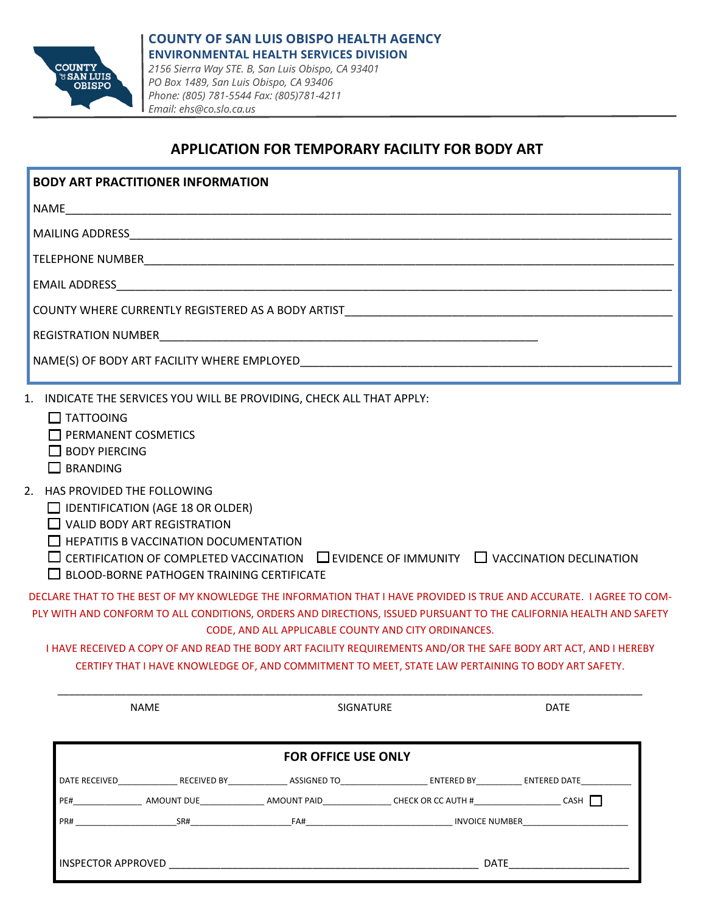**COUNTY OF SAN LUIS OBISPO HEALTH AGENCY**
**ENVIRONMENTAL HEALTH SERVICES DIVISION**
*2156 Sierra Way STE. B, San Luis Obispo, CA 93401*
*PO Box 1489, San Luis Obispo, CA 93406*
*Phone: (805) 781-5544 Fax: (805)781-4211*
*Email: ehs@co.slo.ca.us*

## APPLICATION FOR TEMPORARY FACILITY FOR BODY ART

**BODY ART PRACTITIONER INFORMATION**

NAME_______________________________________________

MAILING ADDRESS_______________________________________________

TELEPHONE NUMBER_______________________________________________

EMAIL ADDRESS_______________________________________________

COUNTY WHERE CURRENTLY REGISTERED AS A BODY ARTIST_______________________________________________

REGISTRATION NUMBER_______________________________________________

NAME(S) OF BODY ART FACILITY WHERE EMPLOYED_______________________________________________

1. INDICATE THE SERVICES YOU WILL BE PROVIDING, CHECK ALL THAT APPLY:
   - ☐ TATTOOING
   - ☐ PERMANENT COSMETICS
   - ☐ BODY PIERCING
   - ☐ BRANDING
2. HAS PROVIDED THE FOLLOWING
   - ☐ IDENTIFICATION (AGE 18 OR OLDER)
   - ☐ VALID BODY ART REGISTRATION
   - ☐ HEPATITIS B VACCINATION DOCUMENTATION
   - ☐ CERTIFICATION OF COMPLETED VACCINATION ☐ EVIDENCE OF IMMUNITY ☐ VACCINATION DECLINATION
   - ☐ BLOOD-BORNE PATHOGEN TRAINING CERTIFICATE

DECLARE THAT TO THE BEST OF MY KNOWLEDGE THE INFORMATION THAT I HAVE PROVIDED IS TRUE AND ACCURATE. I AGREE TO COMPLY WITH AND CONFORM TO ALL CONDITIONS, ORDERS AND DIRECTIONS, ISSUED PURSUANT TO THE CALIFORNIA HEALTH AND SAFETY CODE, AND ALL APPLICABLE COUNTY AND CITY ORDINANCES.

I HAVE RECEIVED A COPY OF AND READ THE BODY ART FACILITY REQUIREMENTS AND/OR THE SAFE BODY ART ACT, AND I HEREBY CERTIFY THAT I HAVE KNOWLEDGE OF, AND COMMITMENT TO MEET, STATE LAW PERTAINING TO BODY ART SAFETY.

_______________________________________________

NAME SIGNATURE DATE

**FOR OFFICE USE ONLY**

DATE RECEIVED__________ RECEIVED BY__________ ASSIGNED TO__________ ENTERED BY__________ ENTERED DATE__________

PE#__________ AMOUNT DUE__________ AMOUNT PAID__________ CHECK OR CC AUTH #__________ CASH ☐

PR#__________ SR#__________ FA#__________ INVOICE NUMBER__________

INSPECTOR APPROVED __________________________ DATE__________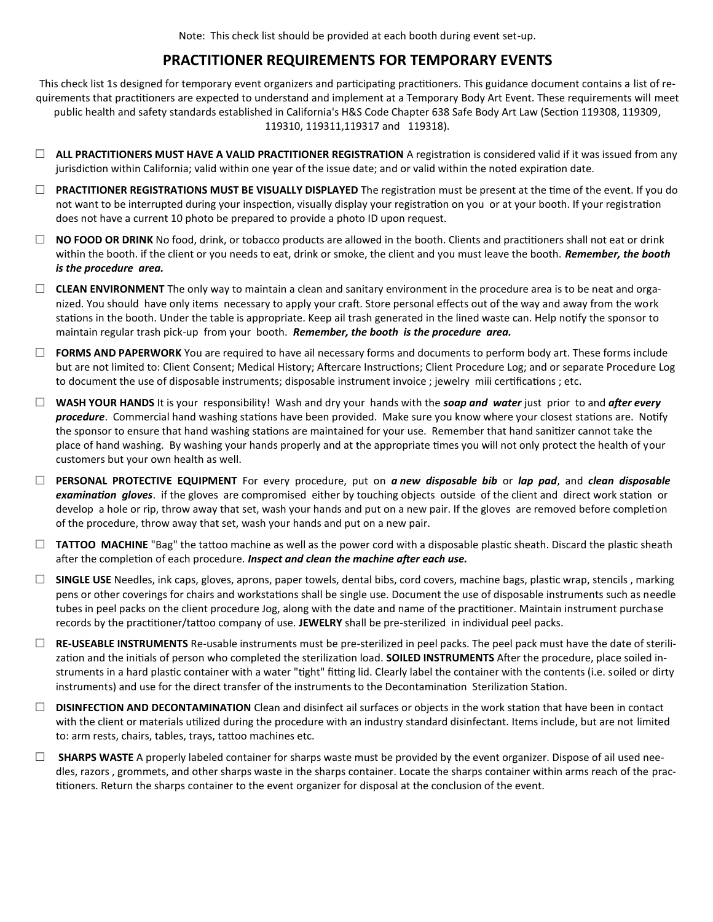Note: This check list should be provided at each booth during event set-up.

# PRACTITIONER REQUIREMENTS FOR TEMPORARY EVENTS

This check list 1s designed for temporary event organizers and participating practitioners. This guidance document contains a list of requirements that practitioners are expected to understand and implement at a Temporary Body Art Event. These requirements will meet public health and safety standards established in California's H&S Code Chapter 638 Safe Body Art Law (Section 119308, 119309, 119310, 119311,119317 and 119318).

- ☐ **ALL PRACTITIONERS MUST HAVE A VALID PRACTITIONER REGISTRATION** A registration is considered valid if it was issued from any jurisdiction within California; valid within one year of the issue date; and or valid within the noted expiration date.

- ☐ **PRACTITIONER REGISTRATIONS MUST BE VISUALLY DISPLAYED** The registration must be present at the time of the event. If you do not want to be interrupted during your inspection, visually display your registration on you or at your booth. If your registration does not have a current 10 photo be prepared to provide a photo ID upon request.

- ☐ **NO FOOD OR DRINK** No food, drink, or tobacco products are allowed in the booth. Clients and practitioners shall not eat or drink within the booth. if the client or you needs to eat, drink or smoke, the client and you must leave the booth. ***Remember, the booth is the procedure area.***

- ☐ **CLEAN ENVIRONMENT** The only way to maintain a clean and sanitary environment in the procedure area is to be neat and organized. You should have only items necessary to apply your craft. Store personal effects out of the way and away from the work stations in the booth. Under the table is appropriate. Keep ail trash generated in the lined waste can. Help notify the sponsor to maintain regular trash pick-up from your booth. ***Remember, the booth is the procedure area.***

- ☐ **FORMS AND PAPERWORK** You are required to have ail necessary forms and documents to perform body art. These forms include but are not limited to: Client Consent; Medical History; Aftercare Instructions; Client Procedure Log; and or separate Procedure Log to document the use of disposable instruments; disposable instrument invoice ; jewelry miii certifications ; etc.

- ☐ **WASH YOUR HANDS** It is your responsibility! Wash and dry your hands with the ***soap and water*** just prior to and ***after every procedure***. Commercial hand washing stations have been provided. Make sure you know where your closest stations are. Notify the sponsor to ensure that hand washing stations are maintained for your use. Remember that hand sanitizer cannot take the place of hand washing. By washing your hands properly and at the appropriate times you will not only protect the health of your customers but your own health as well.

- ☐ **PERSONAL PROTECTIVE EQUIPMENT** For every procedure, put on ***a new disposable bib*** or ***lap pad***, and ***clean disposable examination gloves***. if the gloves are compromised either by touching objects outside of the client and direct work station or develop a hole or rip, throw away that set, wash your hands and put on a new pair. If the gloves are removed before completion of the procedure, throw away that set, wash your hands and put on a new pair.

- ☐ **TATTOO MACHINE** "Bag" the tattoo machine as well as the power cord with a disposable plastic sheath. Discard the plastic sheath after the completion of each procedure. ***Inspect and clean the machine after each use.***

- ☐ **SINGLE USE** Needles, ink caps, gloves, aprons, paper towels, dental bibs, cord covers, machine bags, plastic wrap, stencils , marking pens or other coverings for chairs and workstations shall be single use. Document the use of disposable instruments such as needle tubes in peel packs on the client procedure Jog, along with the date and name of the practitioner. Maintain instrument purchase records by the practitioner/tattoo company of use. **JEWELRY** shall be pre-sterilized in individual peel packs.

- ☐ **RE-USEABLE INSTRUMENTS** Re-usable instruments must be pre-sterilized in peel packs. The peel pack must have the date of sterilization and the initials of person who completed the sterilization load. **SOILED INSTRUMENTS** After the procedure, place soiled instruments in a hard plastic container with a water "tight" fitting lid. Clearly label the container with the contents (i.e. soiled or dirty instruments) and use for the direct transfer of the instruments to the Decontamination Sterilization Station.

- ☐ **DISINFECTION AND DECONTAMINATION** Clean and disinfect ail surfaces or objects in the work station that have been in contact with the client or materials utilized during the procedure with an industry standard disinfectant. Items include, but are not limited to: arm rests, chairs, tables, trays, tattoo machines etc.

- ☐ **SHARPS WASTE** A properly labeled container for sharps waste must be provided by the event organizer. Dispose of ail used needles, razors , grommets, and other sharps waste in the sharps container. Locate the sharps container within arms reach of the practitioners. Return the sharps container to the event organizer for disposal at the conclusion of the event.